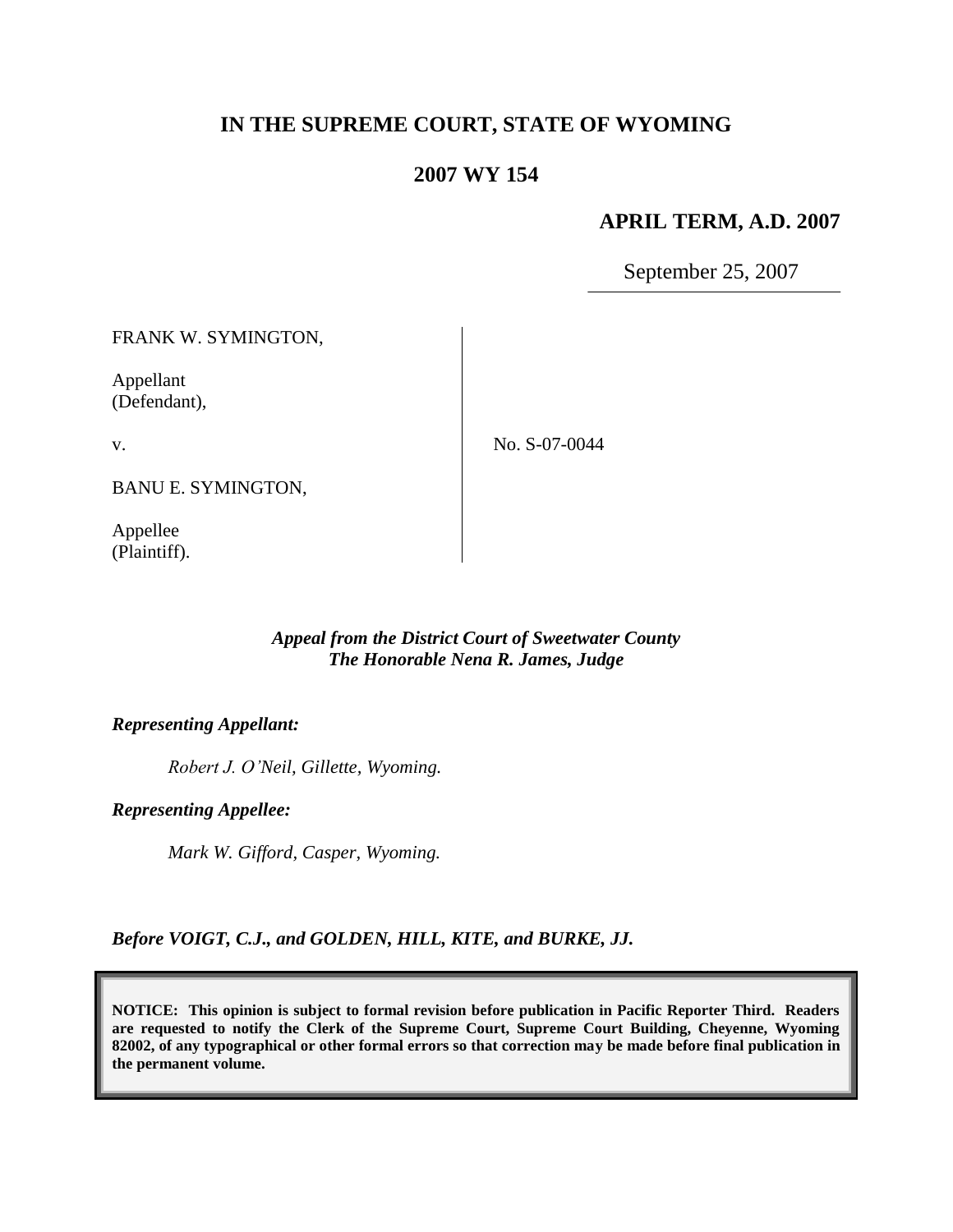# IN THE SUPREME COURT, STATE OF WYOMING

## 2007 WY 154

**APRIL TERM, A.D. 2007**

September 25, 2007

FRANK W. SYMINGTON,

Appellant
(Defendant),

v.

BANU E. SYMINGTON,

Appellee
(Plaintiff).

No. S-07-0044

*Appeal from the District Court of Sweetwater County*
*The Honorable Nena R. James, Judge*

***Representing Appellant:***

*Robert J. O'Neil, Gillette, Wyoming.*

***Representing Appellee:***

*Mark W. Gifford, Casper, Wyoming.*

***Before VOIGT, C.J., and GOLDEN, HILL, KITE, and BURKE, JJ.***

**NOTICE: This opinion is subject to formal revision before publication in Pacific Reporter Third. Readers are requested to notify the Clerk of the Supreme Court, Supreme Court Building, Cheyenne, Wyoming 82002, of any typographical or other formal errors so that correction may be made before final publication in the permanent volume.**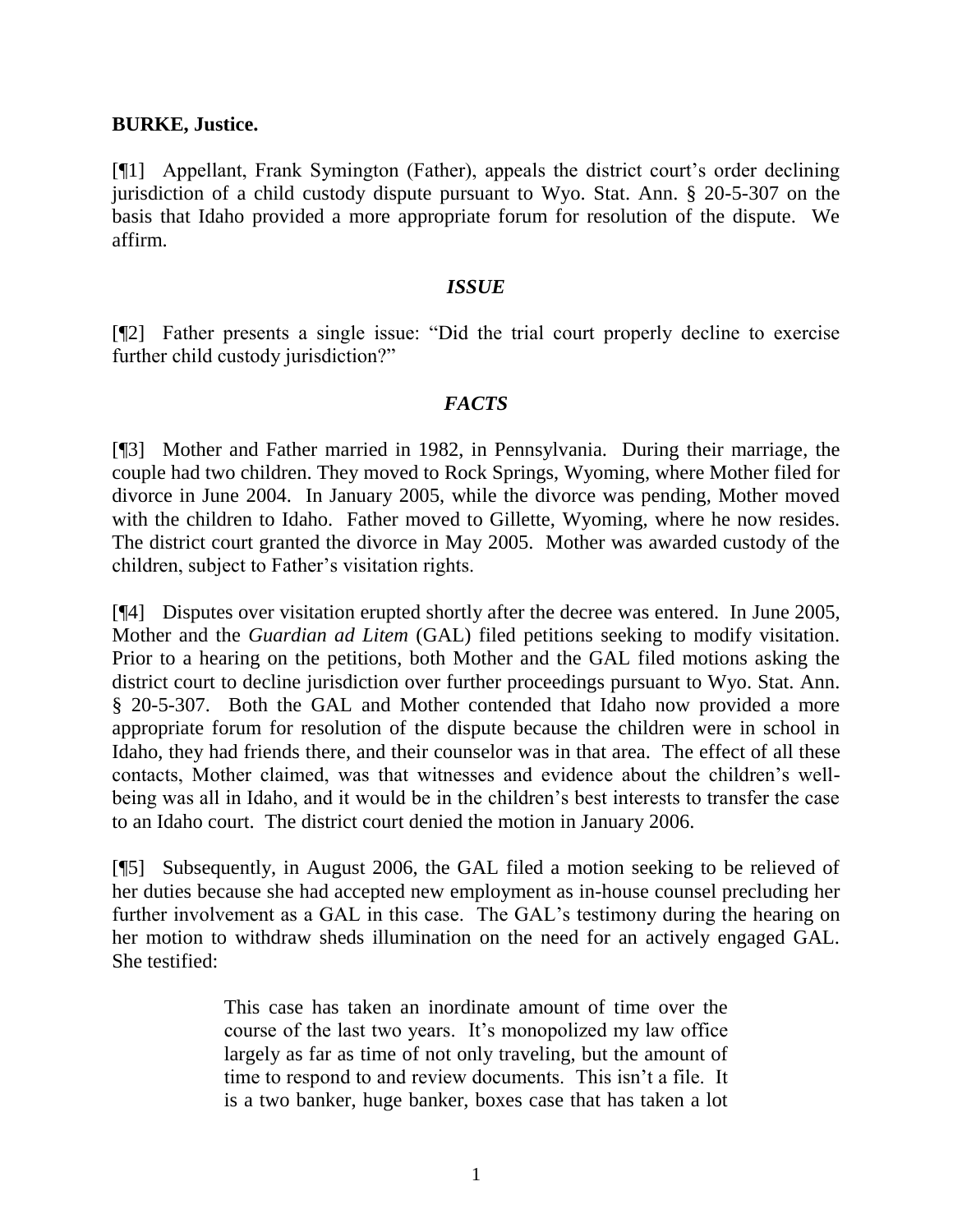**BURKE, Justice.**

[¶1] Appellant, Frank Symington (Father), appeals the district court's order declining jurisdiction of a child custody dispute pursuant to Wyo. Stat. Ann. § 20-5-307 on the basis that Idaho provided a more appropriate forum for resolution of the dispute. We affirm.

### *ISSUE*

[¶2] Father presents a single issue: "Did the trial court properly decline to exercise further child custody jurisdiction?"

### *FACTS*

[¶3] Mother and Father married in 1982, in Pennsylvania. During their marriage, the couple had two children. They moved to Rock Springs, Wyoming, where Mother filed for divorce in June 2004. In January 2005, while the divorce was pending, Mother moved with the children to Idaho. Father moved to Gillette, Wyoming, where he now resides. The district court granted the divorce in May 2005. Mother was awarded custody of the children, subject to Father's visitation rights.

[¶4] Disputes over visitation erupted shortly after the decree was entered. In June 2005, Mother and the *Guardian ad Litem* (GAL) filed petitions seeking to modify visitation. Prior to a hearing on the petitions, both Mother and the GAL filed motions asking the district court to decline jurisdiction over further proceedings pursuant to Wyo. Stat. Ann. § 20-5-307. Both the GAL and Mother contended that Idaho now provided a more appropriate forum for resolution of the dispute because the children were in school in Idaho, they had friends there, and their counselor was in that area. The effect of all these contacts, Mother claimed, was that witnesses and evidence about the children's well-being was all in Idaho, and it would be in the children's best interests to transfer the case to an Idaho court. The district court denied the motion in January 2006.

[¶5] Subsequently, in August 2006, the GAL filed a motion seeking to be relieved of her duties because she had accepted new employment as in-house counsel precluding her further involvement as a GAL in this case. The GAL's testimony during the hearing on her motion to withdraw sheds illumination on the need for an actively engaged GAL. She testified:

> This case has taken an inordinate amount of time over the course of the last two years. It's monopolized my law office largely as far as time of not only traveling, but the amount of time to respond to and review documents. This isn't a file. It is a two banker, huge banker, boxes case that has taken a lot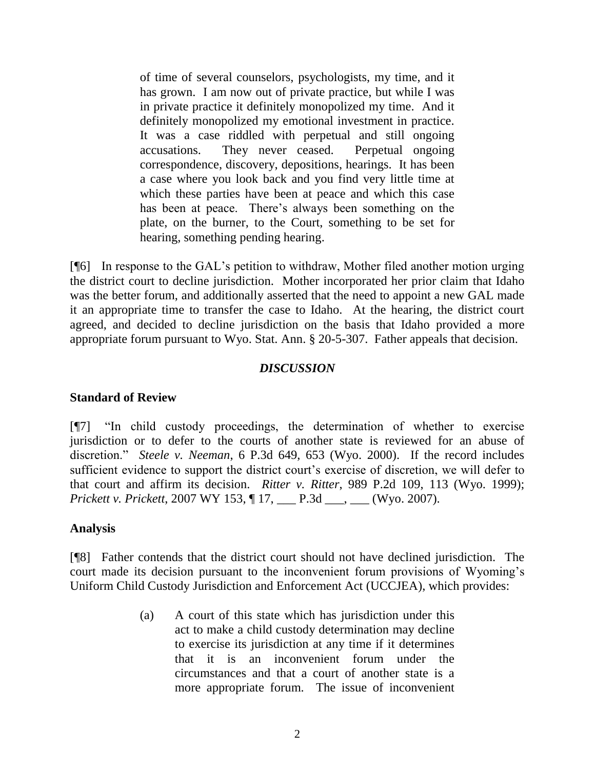> of time of several counselors, psychologists, my time, and it has grown. I am now out of private practice, but while I was in private practice it definitely monopolized my time. And it definitely monopolized my emotional investment in practice. It was a case riddled with perpetual and still ongoing accusations. They never ceased. Perpetual ongoing correspondence, discovery, depositions, hearings. It has been a case where you look back and you find very little time at which these parties have been at peace and which this case has been at peace. There's always been something on the plate, on the burner, to the Court, something to be set for hearing, something pending hearing.

[¶6] In response to the GAL's petition to withdraw, Mother filed another motion urging the district court to decline jurisdiction. Mother incorporated her prior claim that Idaho was the better forum, and additionally asserted that the need to appoint a new GAL made it an appropriate time to transfer the case to Idaho. At the hearing, the district court agreed, and decided to decline jurisdiction on the basis that Idaho provided a more appropriate forum pursuant to Wyo. Stat. Ann. § 20-5-307. Father appeals that decision.

## *DISCUSSION*

### Standard of Review

[¶7] "In child custody proceedings, the determination of whether to exercise jurisdiction or to defer to the courts of another state is reviewed for an abuse of discretion." *Steele v. Neeman*, 6 P.3d 649, 653 (Wyo. 2000). If the record includes sufficient evidence to support the district court's exercise of discretion, we will defer to that court and affirm its decision. *Ritter v. Ritter*, 989 P.2d 109, 113 (Wyo. 1999); *Prickett v. Prickett*, 2007 WY 153, ¶ 17, ___ P.3d ___, ___ (Wyo. 2007).

### Analysis

[¶8] Father contends that the district court should not have declined jurisdiction. The court made its decision pursuant to the inconvenient forum provisions of Wyoming's Uniform Child Custody Jurisdiction and Enforcement Act (UCCJEA), which provides:

> (a) A court of this state which has jurisdiction under this act to make a child custody determination may decline to exercise its jurisdiction at any time if it determines that it is an inconvenient forum under the circumstances and that a court of another state is a more appropriate forum. The issue of inconvenient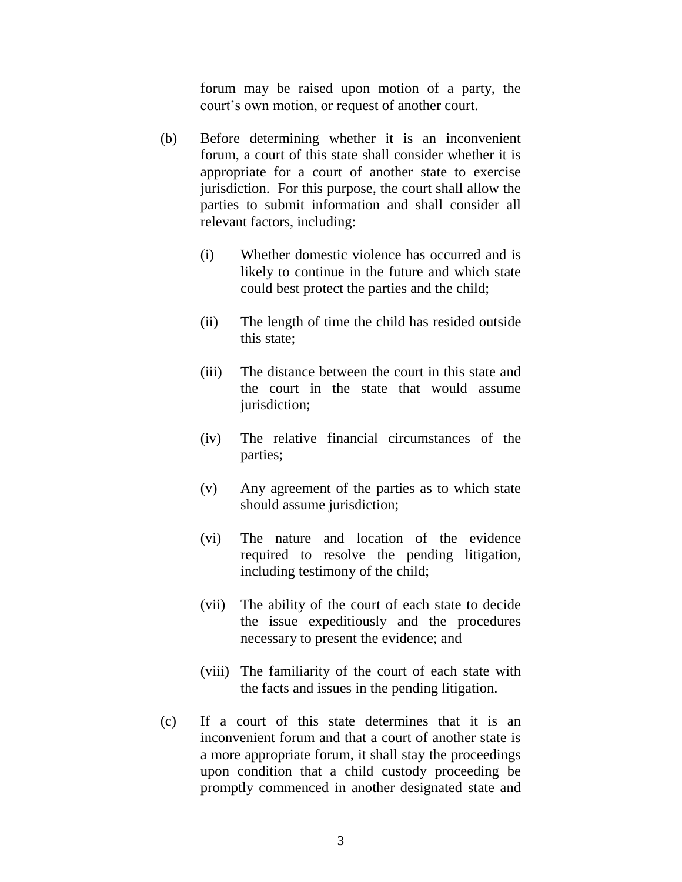forum may be raised upon motion of a party, the court's own motion, or request of another court.

(b) Before determining whether it is an inconvenient forum, a court of this state shall consider whether it is appropriate for a court of another state to exercise jurisdiction. For this purpose, the court shall allow the parties to submit information and shall consider all relevant factors, including:

(i) Whether domestic violence has occurred and is likely to continue in the future and which state could best protect the parties and the child;

(ii) The length of time the child has resided outside this state;

(iii) The distance between the court in this state and the court in the state that would assume jurisdiction;

(iv) The relative financial circumstances of the parties;

(v) Any agreement of the parties as to which state should assume jurisdiction;

(vi) The nature and location of the evidence required to resolve the pending litigation, including testimony of the child;

(vii) The ability of the court of each state to decide the issue expeditiously and the procedures necessary to present the evidence; and

(viii) The familiarity of the court of each state with the facts and issues in the pending litigation.

(c) If a court of this state determines that it is an inconvenient forum and that a court of another state is a more appropriate forum, it shall stay the proceedings upon condition that a child custody proceeding be promptly commenced in another designated state and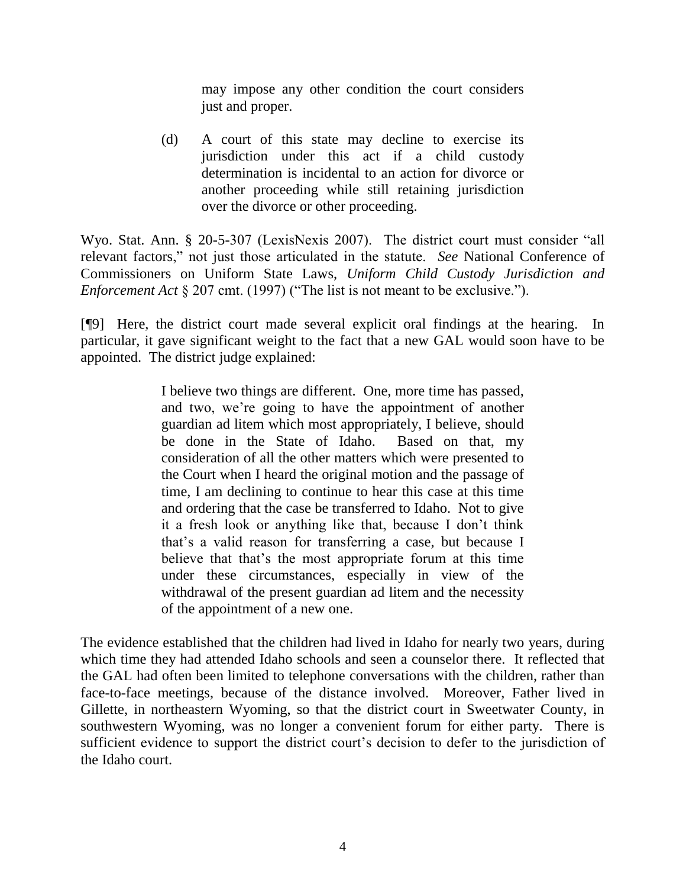> may impose any other condition the court considers just and proper.
>
> (d) A court of this state may decline to exercise its jurisdiction under this act if a child custody determination is incidental to an action for divorce or another proceeding while still retaining jurisdiction over the divorce or other proceeding.

Wyo. Stat. Ann. § 20-5-307 (LexisNexis 2007). The district court must consider "all relevant factors," not just those articulated in the statute. *See* National Conference of Commissioners on Uniform State Laws, *Uniform Child Custody Jurisdiction and Enforcement Act* § 207 cmt. (1997) ("The list is not meant to be exclusive.").

[¶9] Here, the district court made several explicit oral findings at the hearing. In particular, it gave significant weight to the fact that a new GAL would soon have to be appointed. The district judge explained:

> I believe two things are different. One, more time has passed, and two, we're going to have the appointment of another guardian ad litem which most appropriately, I believe, should be done in the State of Idaho. Based on that, my consideration of all the other matters which were presented to the Court when I heard the original motion and the passage of time, I am declining to continue to hear this case at this time and ordering that the case be transferred to Idaho. Not to give it a fresh look or anything like that, because I don't think that's a valid reason for transferring a case, but because I believe that that's the most appropriate forum at this time under these circumstances, especially in view of the withdrawal of the present guardian ad litem and the necessity of the appointment of a new one.

The evidence established that the children had lived in Idaho for nearly two years, during which time they had attended Idaho schools and seen a counselor there. It reflected that the GAL had often been limited to telephone conversations with the children, rather than face-to-face meetings, because of the distance involved. Moreover, Father lived in Gillette, in northeastern Wyoming, so that the district court in Sweetwater County, in southwestern Wyoming, was no longer a convenient forum for either party. There is sufficient evidence to support the district court's decision to defer to the jurisdiction of the Idaho court.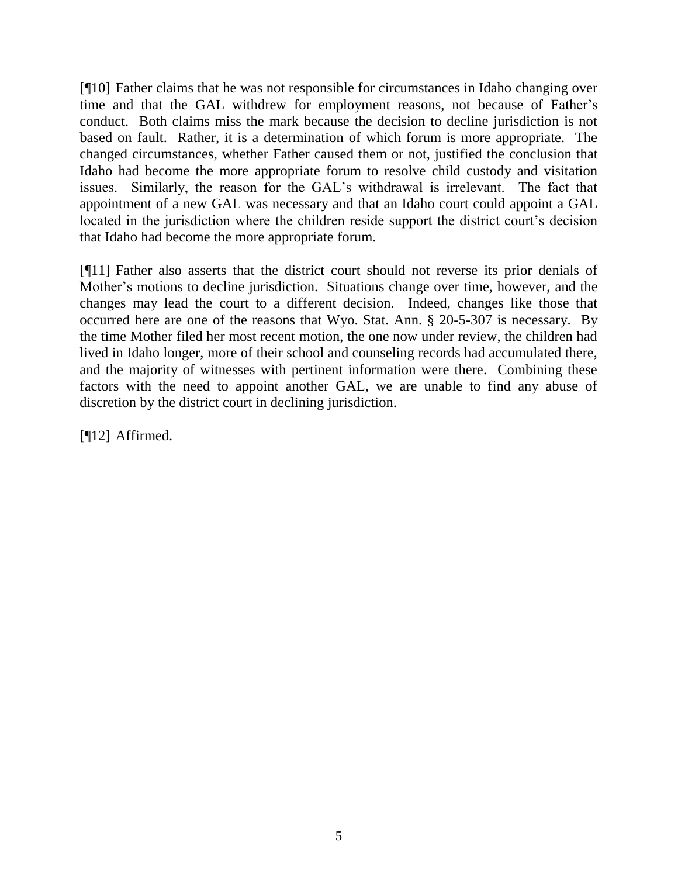[¶10] Father claims that he was not responsible for circumstances in Idaho changing over time and that the GAL withdrew for employment reasons, not because of Father's conduct. Both claims miss the mark because the decision to decline jurisdiction is not based on fault. Rather, it is a determination of which forum is more appropriate. The changed circumstances, whether Father caused them or not, justified the conclusion that Idaho had become the more appropriate forum to resolve child custody and visitation issues. Similarly, the reason for the GAL's withdrawal is irrelevant. The fact that appointment of a new GAL was necessary and that an Idaho court could appoint a GAL located in the jurisdiction where the children reside support the district court's decision that Idaho had become the more appropriate forum.

[¶11] Father also asserts that the district court should not reverse its prior denials of Mother's motions to decline jurisdiction. Situations change over time, however, and the changes may lead the court to a different decision. Indeed, changes like those that occurred here are one of the reasons that Wyo. Stat. Ann. § 20-5-307 is necessary. By the time Mother filed her most recent motion, the one now under review, the children had lived in Idaho longer, more of their school and counseling records had accumulated there, and the majority of witnesses with pertinent information were there. Combining these factors with the need to appoint another GAL, we are unable to find any abuse of discretion by the district court in declining jurisdiction.

[¶12] Affirmed.